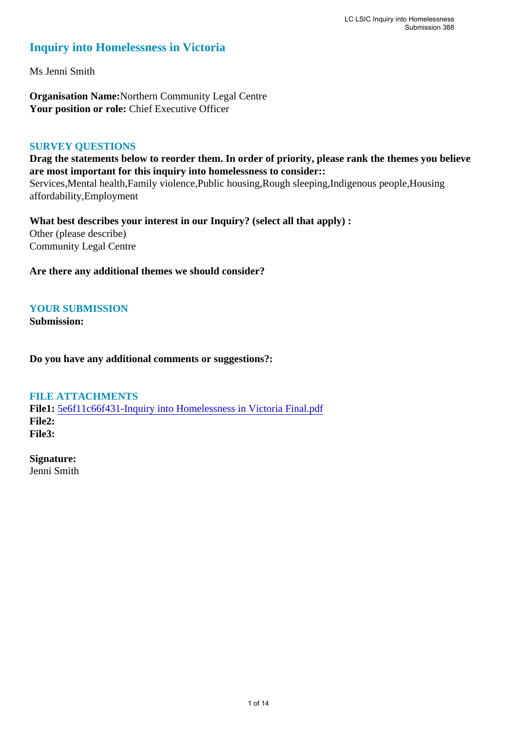# Inquiry into Homelessness in Victoria

Ms Jenni Smith

**Organisation Name:** Northern Community Legal Centre
**Your position or role:** Chief Executive Officer

## SURVEY QUESTIONS

**Drag the statements below to reorder them. In order of priority, please rank the themes you believe are most important for this inquiry into homelessness to consider::**
Services,Mental health,Family violence,Public housing,Rough sleeping,Indigenous people,Housing affordability,Employment

**What best describes your interest in our Inquiry? (select all that apply) :**
Other (please describe)
Community Legal Centre

**Are there any additional themes we should consider?**

## YOUR SUBMISSION

**Submission:**

**Do you have any additional comments or suggestions?:**

## FILE ATTACHMENTS

**File1:** 5e6f11c66f431-Inquiry into Homelessness in Victoria Final.pdf
**File2:**
**File3:**

**Signature:**
Jenni Smith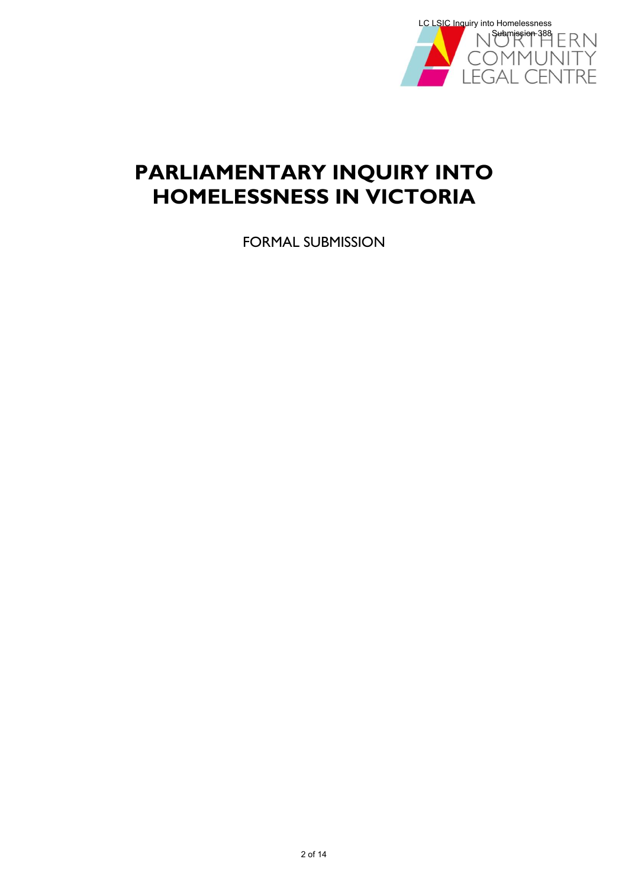# PARLIAMENTARY INQUIRY INTO HOMELESSNESS IN VICTORIA

FORMAL SUBMISSION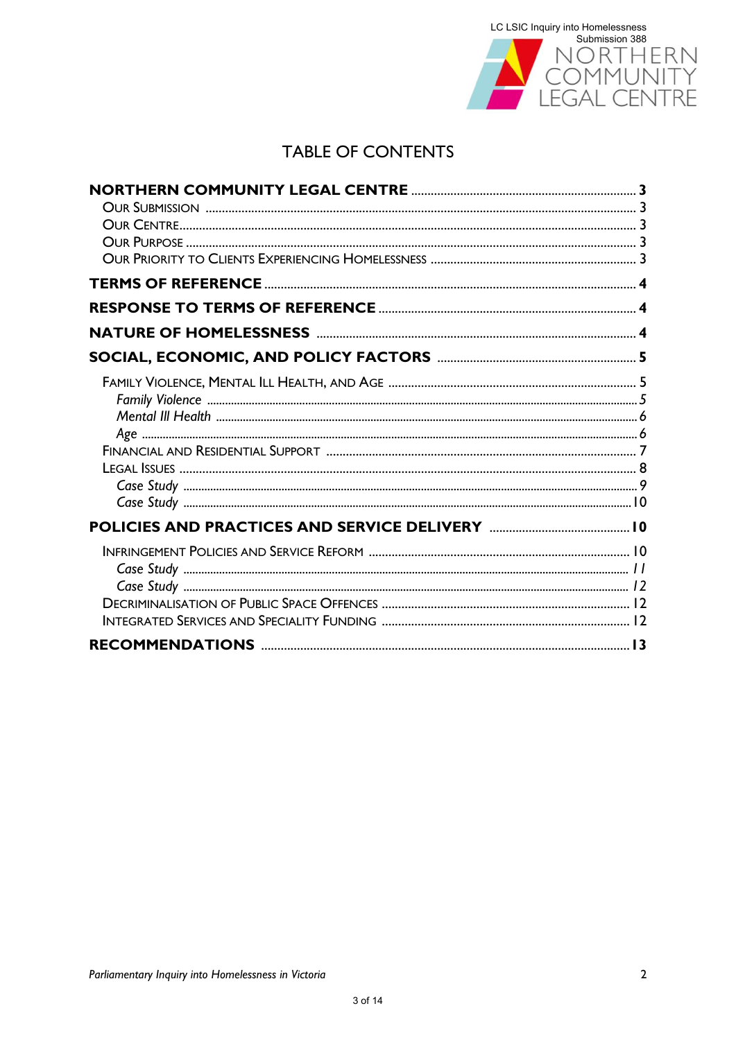# TABLE OF CONTENTS

| | |
|---|---|
| **NORTHERN COMMUNITY LEGAL CENTRE** | **3** |
| Our Submission | 3 |
| Our Centre | 3 |
| Our Purpose | 3 |
| Our Priority to Clients Experiencing Homelessness | 3 |
| **TERMS OF REFERENCE** | **4** |
| **RESPONSE TO TERMS OF REFERENCE** | **4** |
| **NATURE OF HOMELESSNESS** | **4** |
| **SOCIAL, ECONOMIC, AND POLICY FACTORS** | **5** |
| Family Violence, Mental Ill Health, and Age | 5 |
| *Family Violence* | *5* |
| *Mental Ill Health* | *6* |
| *Age* | *6* |
| Financial and Residential Support | 7 |
| Legal Issues | 8 |
| *Case Study* | *9* |
| *Case Study* | *10* |
| **POLICIES AND PRACTICES AND SERVICE DELIVERY** | **10** |
| Infringement Policies and Service Reform | 10 |
| *Case Study* | *11* |
| *Case Study* | *12* |
| Decriminalisation of Public Space Offences | 12 |
| Integrated Services and Speciality Funding | 12 |
| **RECOMMENDATIONS** | **13** |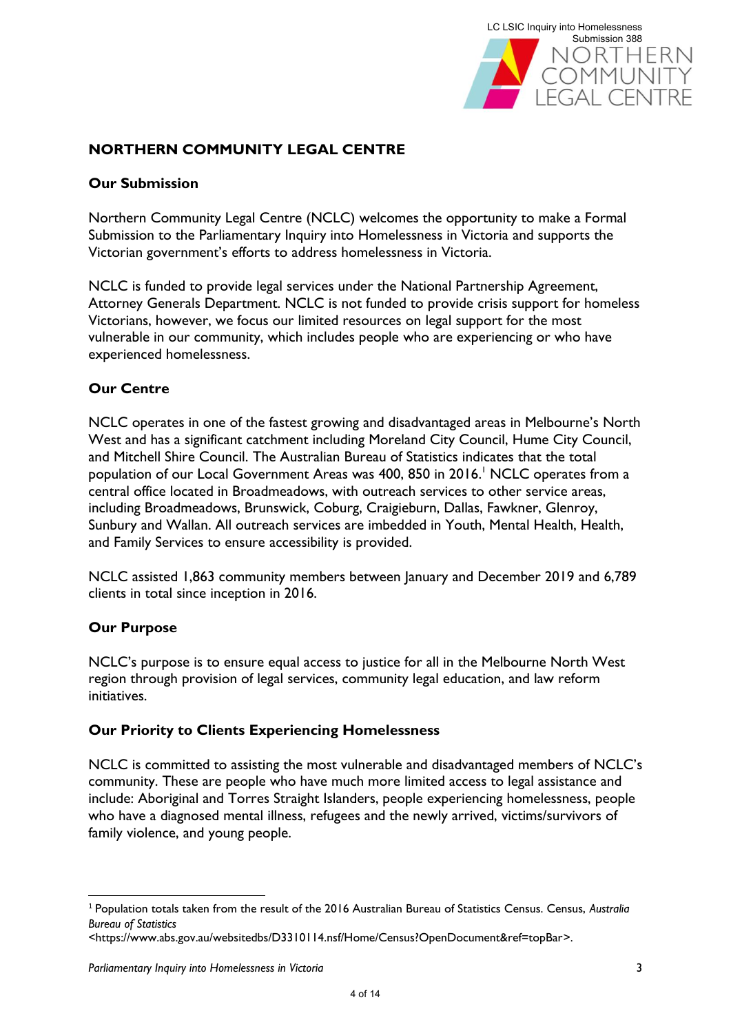# NORTHERN COMMUNITY LEGAL CENTRE

## Our Submission

Northern Community Legal Centre (NCLC) welcomes the opportunity to make a Formal Submission to the Parliamentary Inquiry into Homelessness in Victoria and supports the Victorian government's efforts to address homelessness in Victoria.

NCLC is funded to provide legal services under the National Partnership Agreement, Attorney Generals Department. NCLC is not funded to provide crisis support for homeless Victorians, however, we focus our limited resources on legal support for the most vulnerable in our community, which includes people who are experiencing or who have experienced homelessness.

## Our Centre

NCLC operates in one of the fastest growing and disadvantaged areas in Melbourne's North West and has a significant catchment including Moreland City Council, Hume City Council, and Mitchell Shire Council. The Australian Bureau of Statistics indicates that the total population of our Local Government Areas was 400, 850 in 2016.[1] NCLC operates from a central office located in Broadmeadows, with outreach services to other service areas, including Broadmeadows, Brunswick, Coburg, Craigieburn, Dallas, Fawkner, Glenroy, Sunbury and Wallan. All outreach services are imbedded in Youth, Mental Health, Health, and Family Services to ensure accessibility is provided.

NCLC assisted 1,863 community members between January and December 2019 and 6,789 clients in total since inception in 2016.

## Our Purpose

NCLC's purpose is to ensure equal access to justice for all in the Melbourne North West region through provision of legal services, community legal education, and law reform initiatives.

## Our Priority to Clients Experiencing Homelessness

NCLC is committed to assisting the most vulnerable and disadvantaged members of NCLC's community. These are people who have much more limited access to legal assistance and include: Aboriginal and Torres Straight Islanders, people experiencing homelessness, people who have a diagnosed mental illness, refugees and the newly arrived, victims/survivors of family violence, and young people.

---

[1] Population totals taken from the result of the 2016 Australian Bureau of Statistics Census. Census, *Australia Bureau of Statistics* <https://www.abs.gov.au/websitedbs/D3310114.nsf/Home/Census?OpenDocument&ref=topBar>.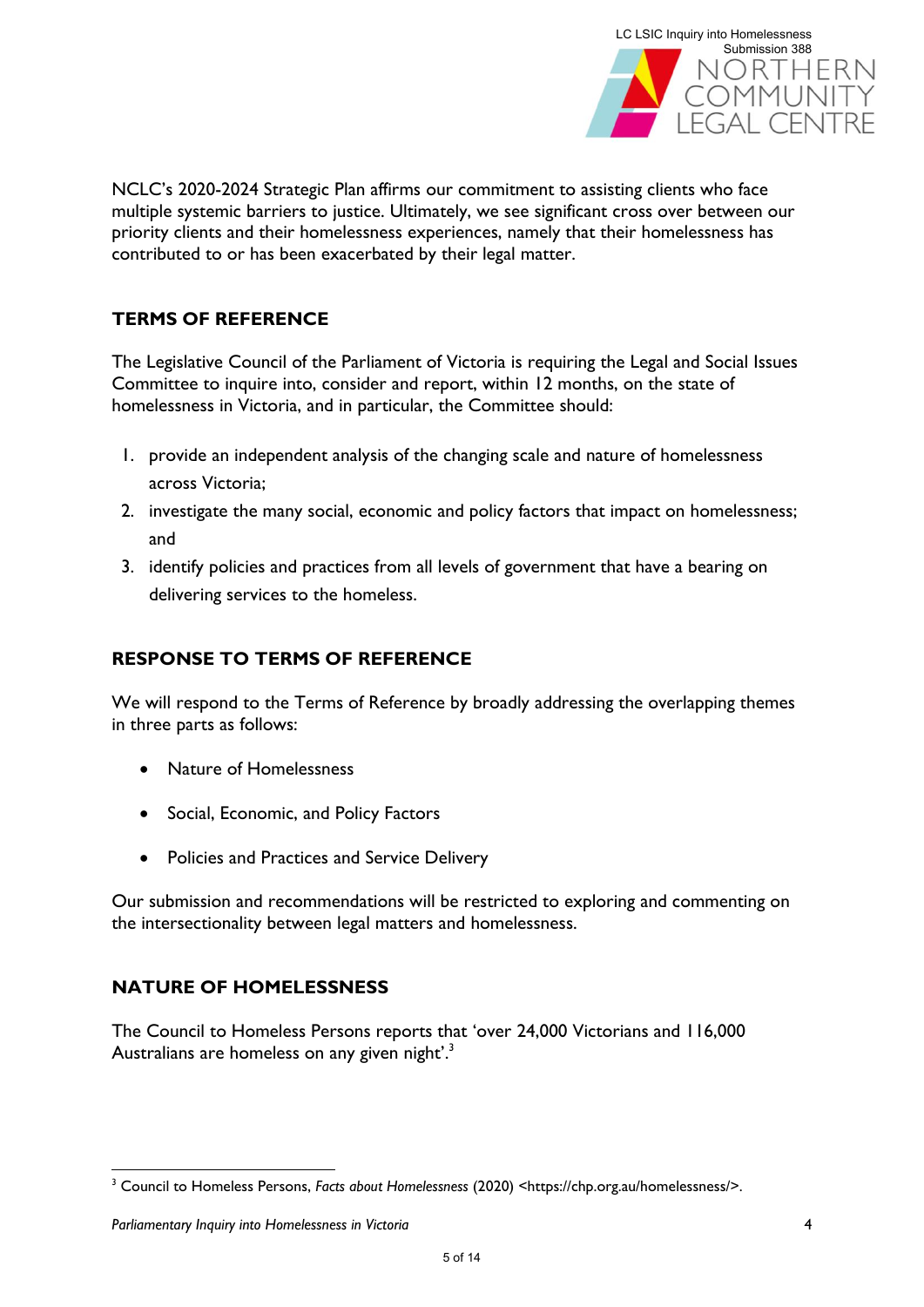NCLC's 2020-2024 Strategic Plan affirms our commitment to assisting clients who face multiple systemic barriers to justice. Ultimately, we see significant cross over between our priority clients and their homelessness experiences, namely that their homelessness has contributed to or has been exacerbated by their legal matter.

## TERMS OF REFERENCE

The Legislative Council of the Parliament of Victoria is requiring the Legal and Social Issues Committee to inquire into, consider and report, within 12 months, on the state of homelessness in Victoria, and in particular, the Committee should:

1. provide an independent analysis of the changing scale and nature of homelessness across Victoria;
2. investigate the many social, economic and policy factors that impact on homelessness; and
3. identify policies and practices from all levels of government that have a bearing on delivering services to the homeless.

## RESPONSE TO TERMS OF REFERENCE

We will respond to the Terms of Reference by broadly addressing the overlapping themes in three parts as follows:

- Nature of Homelessness
- Social, Economic, and Policy Factors
- Policies and Practices and Service Delivery

Our submission and recommendations will be restricted to exploring and commenting on the intersectionality between legal matters and homelessness.

## NATURE OF HOMELESSNESS

The Council to Homeless Persons reports that 'over 24,000 Victorians and 116,000 Australians are homeless on any given night'.[3]

---

[3] Council to Homeless Persons, *Facts about Homelessness* (2020) <https://chp.org.au/homelessness/>.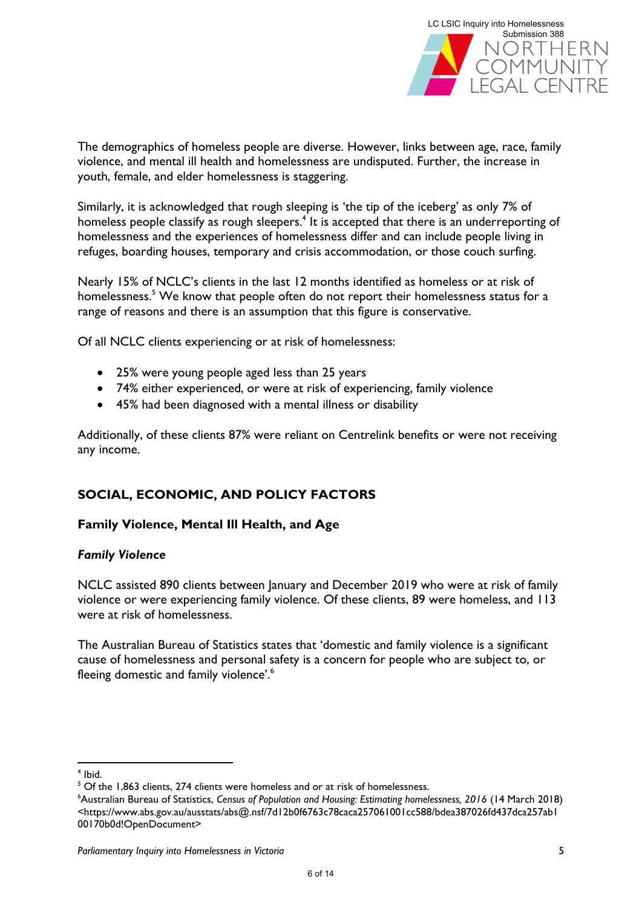The demographics of homeless people are diverse. However, links between age, race, family violence, and mental ill health and homelessness are undisputed. Further, the increase in youth, female, and elder homelessness is staggering.

Similarly, it is acknowledged that rough sleeping is 'the tip of the iceberg' as only 7% of homeless people classify as rough sleepers.[4] It is accepted that there is an underreporting of homelessness and the experiences of homelessness differ and can include people living in refuges, boarding houses, temporary and crisis accommodation, or those couch surfing.

Nearly 15% of NCLC's clients in the last 12 months identified as homeless or at risk of homelessness.[5] We know that people often do not report their homelessness status for a range of reasons and there is an assumption that this figure is conservative.

Of all NCLC clients experiencing or at risk of homelessness:

- 25% were young people aged less than 25 years
- 74% either experienced, or were at risk of experiencing, family violence
- 45% had been diagnosed with a mental illness or disability

Additionally, of these clients 87% were reliant on Centrelink benefits or were not receiving any income.

## SOCIAL, ECONOMIC, AND POLICY FACTORS

### Family Violence, Mental Ill Health, and Age

#### *Family Violence*

NCLC assisted 890 clients between January and December 2019 who were at risk of family violence or were experiencing family violence. Of these clients, 89 were homeless, and 113 were at risk of homelessness.

The Australian Bureau of Statistics states that 'domestic and family violence is a significant cause of homelessness and personal safety is a concern for people who are subject to, or fleeing domestic and family violence'.[6]

---

[4] Ibid.

[5] Of the 1,863 clients, 274 clients were homeless and or at risk of homelessness.

[6] Australian Bureau of Statistics, *Census of Population and Housing: Estimating homelessness, 2016* (14 March 2018) <https://www.abs.gov.au/ausstats/abs@.nsf/7d12b0f6763c78caca257061001cc588/bdea387026fd437dca257ab100170b0d!OpenDocument>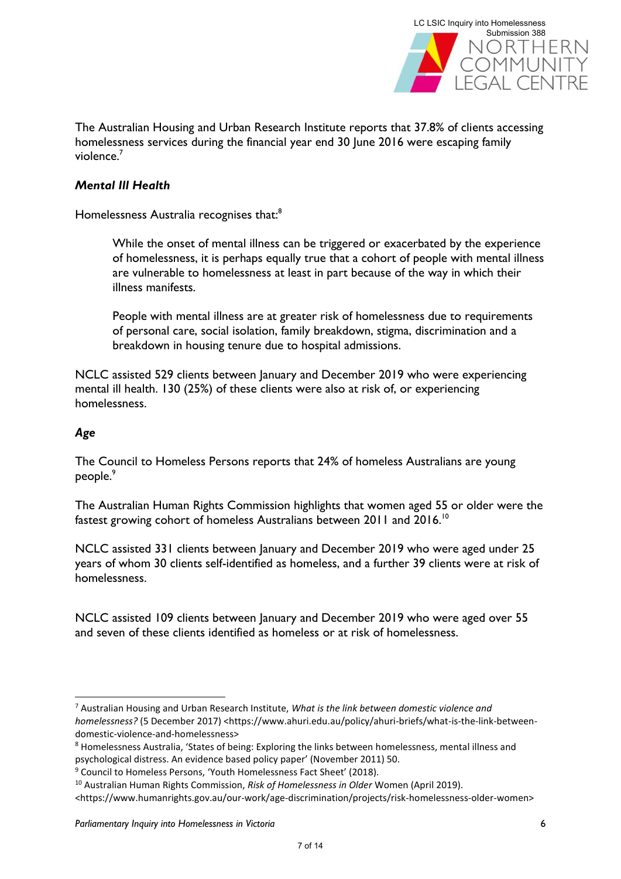The Australian Housing and Urban Research Institute reports that 37.8% of clients accessing homelessness services during the financial year end 30 June 2016 were escaping family violence.[7]

### *Mental Ill Health*

Homelessness Australia recognises that:[8]

> While the onset of mental illness can be triggered or exacerbated by the experience of homelessness, it is perhaps equally true that a cohort of people with mental illness are vulnerable to homelessness at least in part because of the way in which their illness manifests.
>
> People with mental illness are at greater risk of homelessness due to requirements of personal care, social isolation, family breakdown, stigma, discrimination and a breakdown in housing tenure due to hospital admissions.

NCLC assisted 529 clients between January and December 2019 who were experiencing mental ill health. 130 (25%) of these clients were also at risk of, or experiencing homelessness.

### *Age*

The Council to Homeless Persons reports that 24% of homeless Australians are young people.[9]

The Australian Human Rights Commission highlights that women aged 55 or older were the fastest growing cohort of homeless Australians between 2011 and 2016.[10]

NCLC assisted 331 clients between January and December 2019 who were aged under 25 years of whom 30 clients self-identified as homeless, and a further 39 clients were at risk of homelessness.

NCLC assisted 109 clients between January and December 2019 who were aged over 55 and seven of these clients identified as homeless or at risk of homelessness.

---

[7] Australian Housing and Urban Research Institute, *What is the link between domestic violence and homelessness?* (5 December 2017) <https://www.ahuri.edu.au/policy/ahuri-briefs/what-is-the-link-between-domestic-violence-and-homelessness>

[8] Homelessness Australia, 'States of being: Exploring the links between homelessness, mental illness and psychological distress. An evidence based policy paper' (November 2011) 50.

[9] Council to Homeless Persons, 'Youth Homelessness Fact Sheet' (2018).

[10] Australian Human Rights Commission, *Risk of Homelessness in Older* Women (April 2019). <https://www.humanrights.gov.au/our-work/age-discrimination/projects/risk-homelessness-older-women>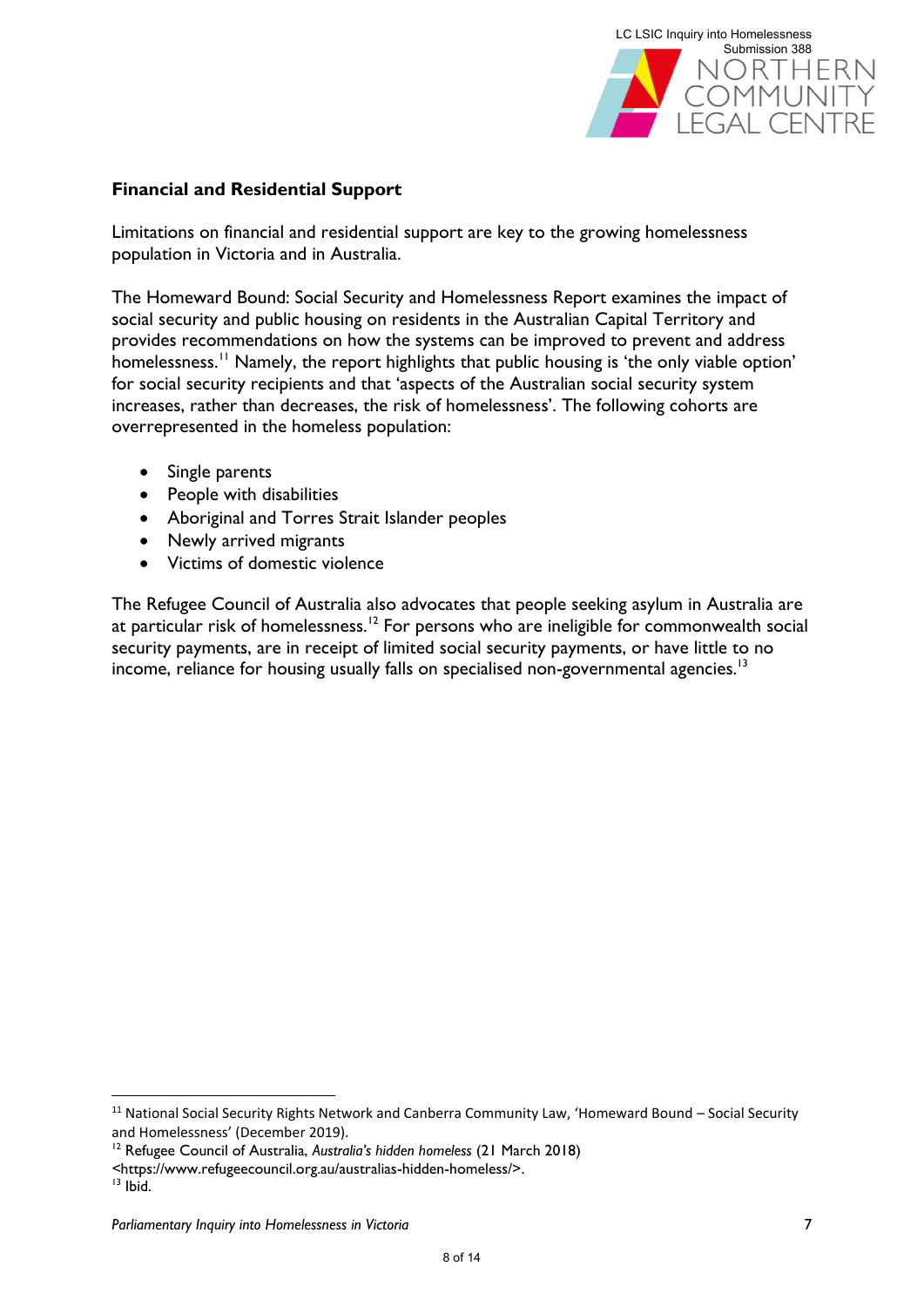## Financial and Residential Support

Limitations on financial and residential support are key to the growing homelessness population in Victoria and in Australia.

The Homeward Bound: Social Security and Homelessness Report examines the impact of social security and public housing on residents in the Australian Capital Territory and provides recommendations on how the systems can be improved to prevent and address homelessness.[11] Namely, the report highlights that public housing is 'the only viable option' for social security recipients and that 'aspects of the Australian social security system increases, rather than decreases, the risk of homelessness'. The following cohorts are overrepresented in the homeless population:

- Single parents
- People with disabilities
- Aboriginal and Torres Strait Islander peoples
- Newly arrived migrants
- Victims of domestic violence

The Refugee Council of Australia also advocates that people seeking asylum in Australia are at particular risk of homelessness.[12] For persons who are ineligible for commonwealth social security payments, are in receipt of limited social security payments, or have little to no income, reliance for housing usually falls on specialised non-governmental agencies.[13]

---

[11] National Social Security Rights Network and Canberra Community Law, 'Homeward Bound – Social Security and Homelessness' (December 2019).

[12] Refugee Council of Australia, *Australia's hidden homeless* (21 March 2018) <https://www.refugeecouncil.org.au/australias-hidden-homeless/>.

[13] Ibid.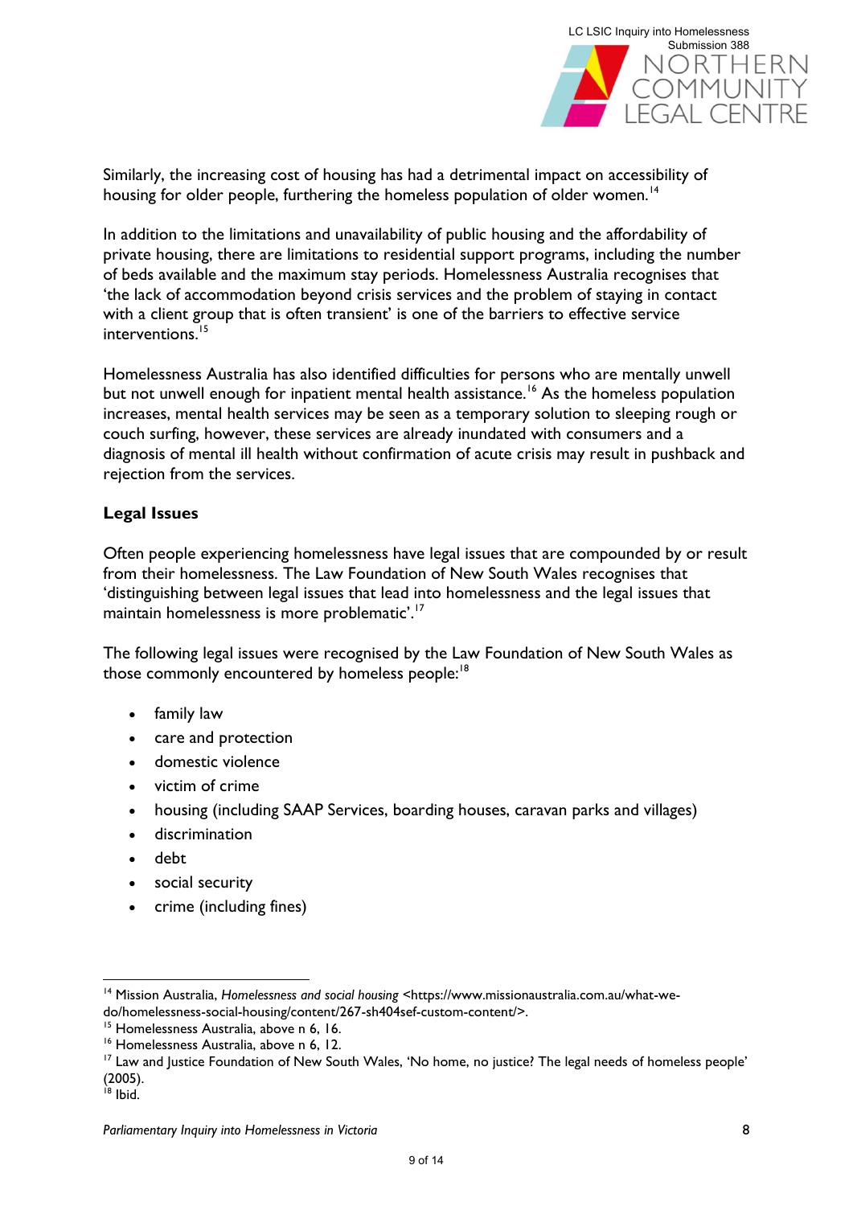Similarly, the increasing cost of housing has had a detrimental impact on accessibility of housing for older people, furthering the homeless population of older women.[14]

In addition to the limitations and unavailability of public housing and the affordability of private housing, there are limitations to residential support programs, including the number of beds available and the maximum stay periods. Homelessness Australia recognises that 'the lack of accommodation beyond crisis services and the problem of staying in contact with a client group that is often transient' is one of the barriers to effective service interventions.[15]

Homelessness Australia has also identified difficulties for persons who are mentally unwell but not unwell enough for inpatient mental health assistance.[16] As the homeless population increases, mental health services may be seen as a temporary solution to sleeping rough or couch surfing, however, these services are already inundated with consumers and a diagnosis of mental ill health without confirmation of acute crisis may result in pushback and rejection from the services.

**Legal Issues**

Often people experiencing homelessness have legal issues that are compounded by or result from their homelessness. The Law Foundation of New South Wales recognises that 'distinguishing between legal issues that lead into homelessness and the legal issues that maintain homelessness is more problematic'.[17]

The following legal issues were recognised by the Law Foundation of New South Wales as those commonly encountered by homeless people:[18]

- family law
- care and protection
- domestic violence
- victim of crime
- housing (including SAAP Services, boarding houses, caravan parks and villages)
- discrimination
- debt
- social security
- crime (including fines)

---

[14] Mission Australia, *Homelessness and social housing* <https://www.missionaustralia.com.au/what-we-do/homelessness-social-housing/content/267-sh404sef-custom-content/>.

[15] Homelessness Australia, above n 6, 16.

[16] Homelessness Australia, above n 6, 12.

[17] Law and Justice Foundation of New South Wales, 'No home, no justice? The legal needs of homeless people' (2005).

[18] Ibid.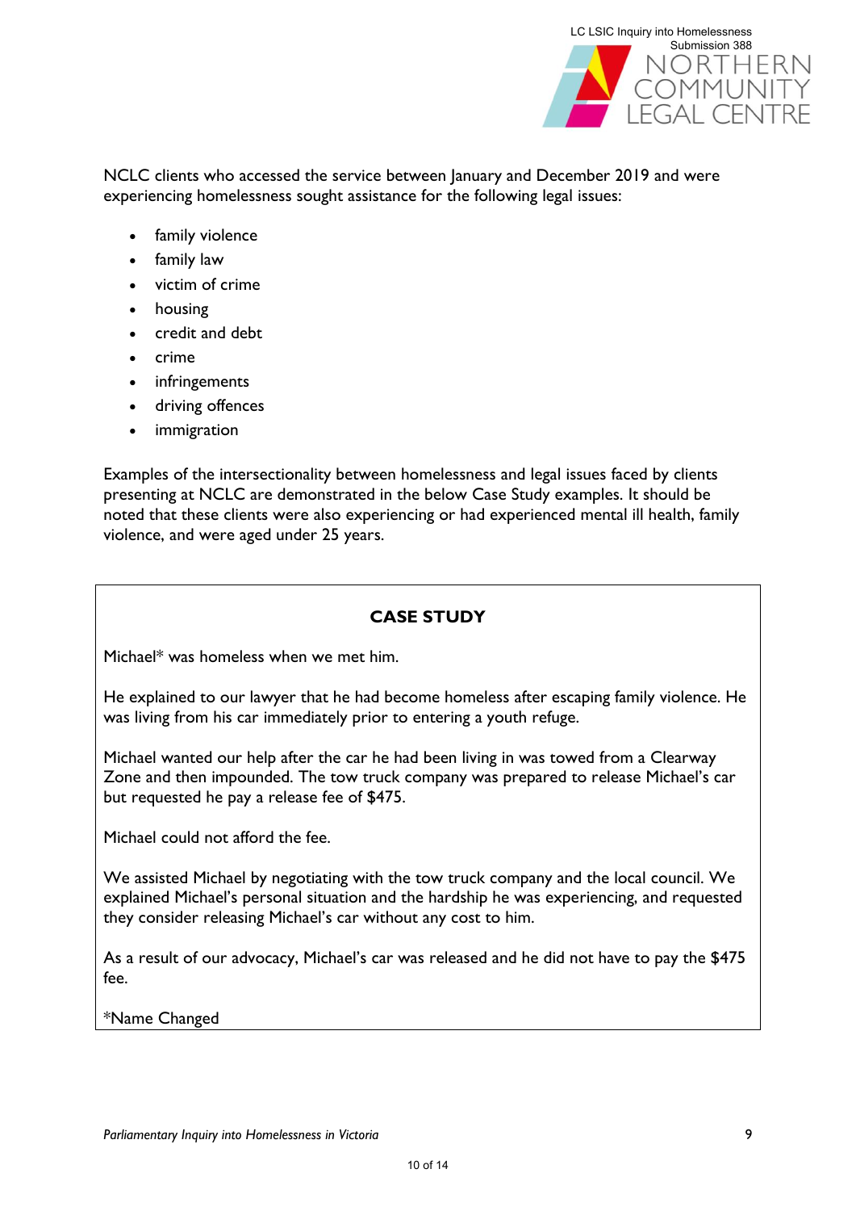NCLC clients who accessed the service between January and December 2019 and were experiencing homelessness sought assistance for the following legal issues:

- family violence
- family law
- victim of crime
- housing
- credit and debt
- crime
- infringements
- driving offences
- immigration

Examples of the intersectionality between homelessness and legal issues faced by clients presenting at NCLC are demonstrated in the below Case Study examples. It should be noted that these clients were also experiencing or had experienced mental ill health, family violence, and were aged under 25 years.

**CASE STUDY**

Michael* was homeless when we met him.

He explained to our lawyer that he had become homeless after escaping family violence. He was living from his car immediately prior to entering a youth refuge.

Michael wanted our help after the car he had been living in was towed from a Clearway Zone and then impounded. The tow truck company was prepared to release Michael's car but requested he pay a release fee of $475.

Michael could not afford the fee.

We assisted Michael by negotiating with the tow truck company and the local council. We explained Michael's personal situation and the hardship he was experiencing, and requested they consider releasing Michael's car without any cost to him.

As a result of our advocacy, Michael's car was released and he did not have to pay the $475 fee.

*Name Changed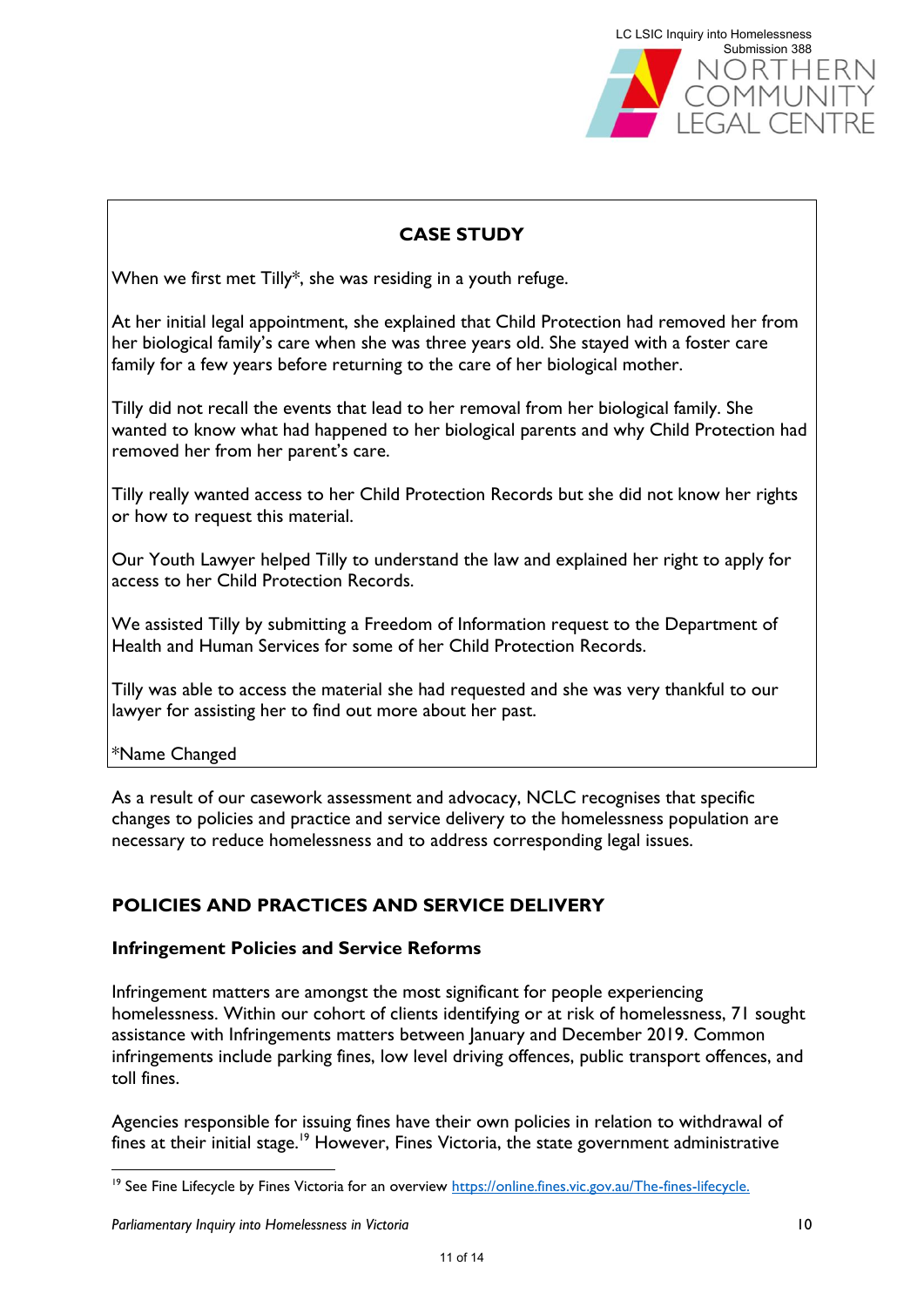## CASE STUDY

When we first met Tilly*, she was residing in a youth refuge.

At her initial legal appointment, she explained that Child Protection had removed her from her biological family's care when she was three years old. She stayed with a foster care family for a few years before returning to the care of her biological mother.

Tilly did not recall the events that lead to her removal from her biological family. She wanted to know what had happened to her biological parents and why Child Protection had removed her from her parent's care.

Tilly really wanted access to her Child Protection Records but she did not know her rights or how to request this material.

Our Youth Lawyer helped Tilly to understand the law and explained her right to apply for access to her Child Protection Records.

We assisted Tilly by submitting a Freedom of Information request to the Department of Health and Human Services for some of her Child Protection Records.

Tilly was able to access the material she had requested and she was very thankful to our lawyer for assisting her to find out more about her past.

*Name Changed

As a result of our casework assessment and advocacy, NCLC recognises that specific changes to policies and practice and service delivery to the homelessness population are necessary to reduce homelessness and to address corresponding legal issues.

## POLICIES AND PRACTICES AND SERVICE DELIVERY

### Infringement Policies and Service Reforms

Infringement matters are amongst the most significant for people experiencing homelessness. Within our cohort of clients identifying or at risk of homelessness, 71 sought assistance with Infringements matters between January and December 2019. Common infringements include parking fines, low level driving offences, public transport offences, and toll fines.

Agencies responsible for issuing fines have their own policies in relation to withdrawal of fines at their initial stage.[19] However, Fines Victoria, the state government administrative

[19] See Fine Lifecycle by Fines Victoria for an overview https://online.fines.vic.gov.au/The-fines-lifecycle.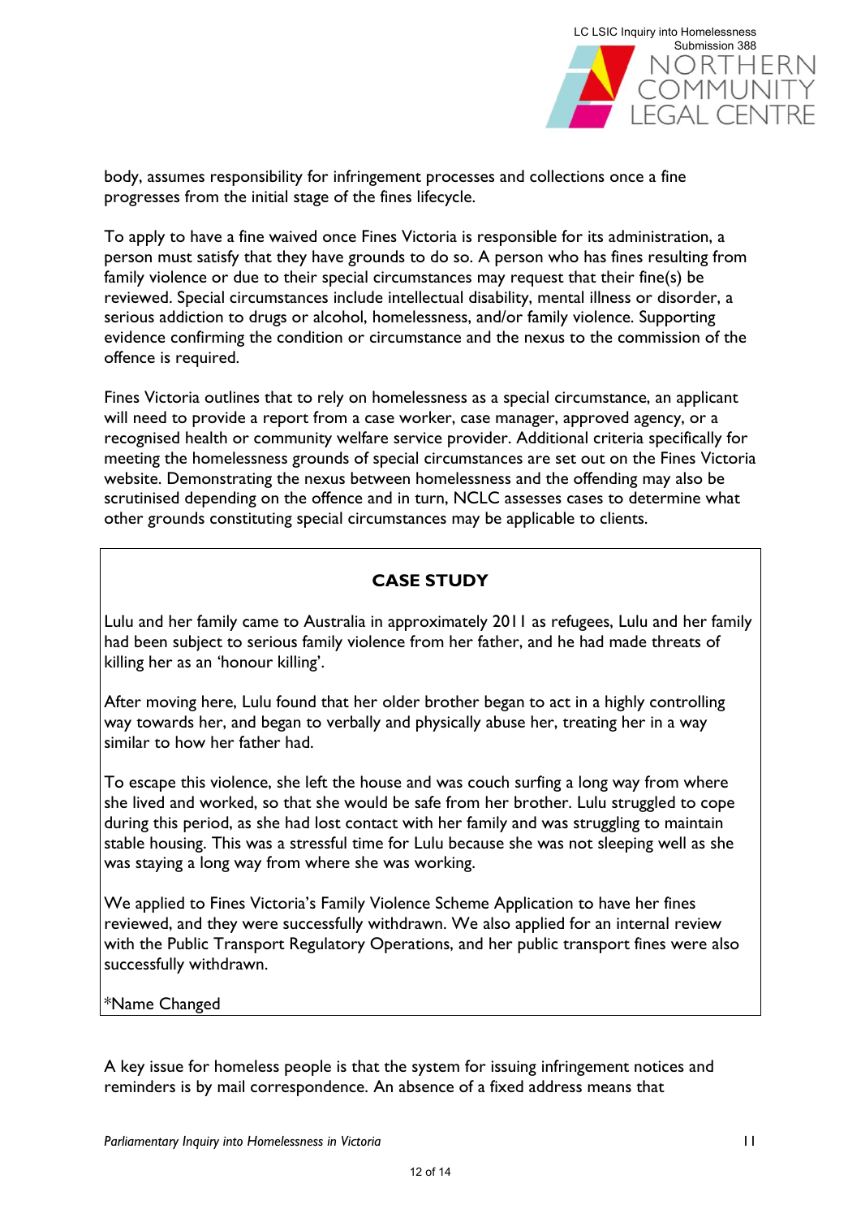body, assumes responsibility for infringement processes and collections once a fine progresses from the initial stage of the fines lifecycle.

To apply to have a fine waived once Fines Victoria is responsible for its administration, a person must satisfy that they have grounds to do so. A person who has fines resulting from family violence or due to their special circumstances may request that their fine(s) be reviewed. Special circumstances include intellectual disability, mental illness or disorder, a serious addiction to drugs or alcohol, homelessness, and/or family violence. Supporting evidence confirming the condition or circumstance and the nexus to the commission of the offence is required.

Fines Victoria outlines that to rely on homelessness as a special circumstance, an applicant will need to provide a report from a case worker, case manager, approved agency, or a recognised health or community welfare service provider. Additional criteria specifically for meeting the homelessness grounds of special circumstances are set out on the Fines Victoria website. Demonstrating the nexus between homelessness and the offending may also be scrutinised depending on the offence and in turn, NCLC assesses cases to determine what other grounds constituting special circumstances may be applicable to clients.

> **CASE STUDY**
>
> Lulu and her family came to Australia in approximately 2011 as refugees, Lulu and her family had been subject to serious family violence from her father, and he had made threats of killing her as an 'honour killing'.
>
> After moving here, Lulu found that her older brother began to act in a highly controlling way towards her, and began to verbally and physically abuse her, treating her in a way similar to how her father had.
>
> To escape this violence, she left the house and was couch surfing a long way from where she lived and worked, so that she would be safe from her brother. Lulu struggled to cope during this period, as she had lost contact with her family and was struggling to maintain stable housing. This was a stressful time for Lulu because she was not sleeping well as she was staying a long way from where she was working.
>
> We applied to Fines Victoria's Family Violence Scheme Application to have her fines reviewed, and they were successfully withdrawn. We also applied for an internal review with the Public Transport Regulatory Operations, and her public transport fines were also successfully withdrawn.
>
> *Name Changed

A key issue for homeless people is that the system for issuing infringement notices and reminders is by mail correspondence. An absence of a fixed address means that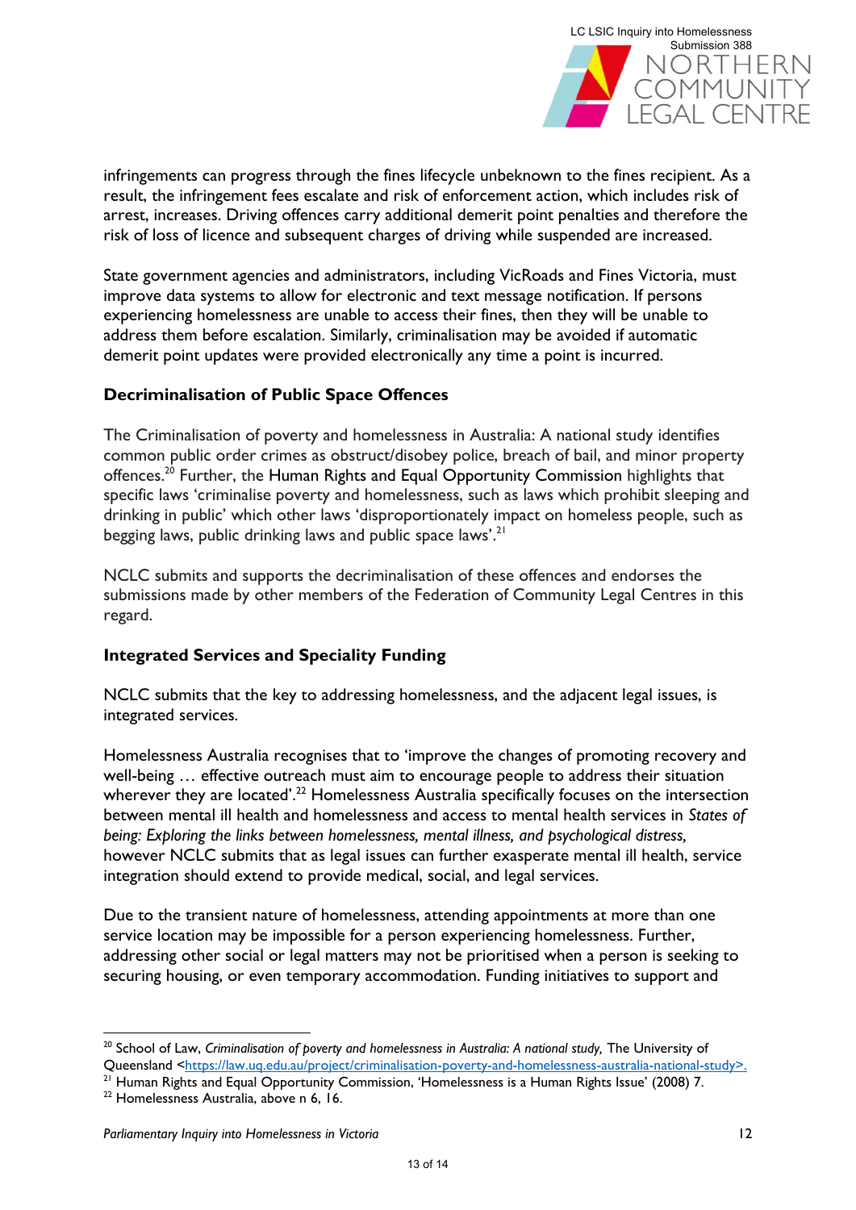infringements can progress through the fines lifecycle unbeknown to the fines recipient. As a result, the infringement fees escalate and risk of enforcement action, which includes risk of arrest, increases. Driving offences carry additional demerit point penalties and therefore the risk of loss of licence and subsequent charges of driving while suspended are increased.

State government agencies and administrators, including VicRoads and Fines Victoria, must improve data systems to allow for electronic and text message notification. If persons experiencing homelessness are unable to access their fines, then they will be unable to address them before escalation. Similarly, criminalisation may be avoided if automatic demerit point updates were provided electronically any time a point is incurred.

**Decriminalisation of Public Space Offences**

The Criminalisation of poverty and homelessness in Australia: A national study identifies common public order crimes as obstruct/disobey police, breach of bail, and minor property offences.[20] Further, the Human Rights and Equal Opportunity Commission highlights that specific laws 'criminalise poverty and homelessness, such as laws which prohibit sleeping and drinking in public' which other laws 'disproportionately impact on homeless people, such as begging laws, public drinking laws and public space laws'.[21]

NCLC submits and supports the decriminalisation of these offences and endorses the submissions made by other members of the Federation of Community Legal Centres in this regard.

**Integrated Services and Speciality Funding**

NCLC submits that the key to addressing homelessness, and the adjacent legal issues, is integrated services.

Homelessness Australia recognises that to 'improve the changes of promoting recovery and well-being … effective outreach must aim to encourage people to address their situation wherever they are located'.[22] Homelessness Australia specifically focuses on the intersection between mental ill health and homelessness and access to mental health services in *States of being: Exploring the links between homelessness, mental illness, and psychological distress,* however NCLC submits that as legal issues can further exasperate mental ill health, service integration should extend to provide medical, social, and legal services.

Due to the transient nature of homelessness, attending appointments at more than one service location may be impossible for a person experiencing homelessness. Further, addressing other social or legal matters may not be prioritised when a person is seeking to securing housing, or even temporary accommodation. Funding initiatives to support and

---

[20] School of Law, *Criminalisation of poverty and homelessness in Australia: A national study,* The University of Queensland <https://law.uq.edu.au/project/criminalisation-poverty-and-homelessness-australia-national-study>.

[21] Human Rights and Equal Opportunity Commission, 'Homelessness is a Human Rights Issue' (2008) 7.

[22] Homelessness Australia, above n 6, 16.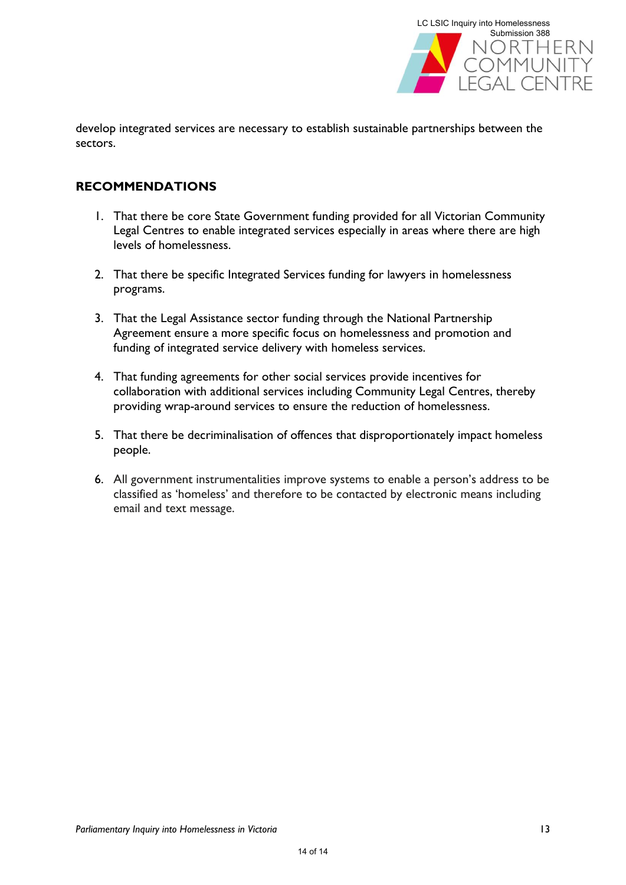develop integrated services are necessary to establish sustainable partnerships between the sectors.

## RECOMMENDATIONS

1. That there be core State Government funding provided for all Victorian Community Legal Centres to enable integrated services especially in areas where there are high levels of homelessness.

2. That there be specific Integrated Services funding for lawyers in homelessness programs.

3. That the Legal Assistance sector funding through the National Partnership Agreement ensure a more specific focus on homelessness and promotion and funding of integrated service delivery with homeless services.

4. That funding agreements for other social services provide incentives for collaboration with additional services including Community Legal Centres, thereby providing wrap-around services to ensure the reduction of homelessness.

5. That there be decriminalisation of offences that disproportionately impact homeless people.

6. All government instrumentalities improve systems to enable a person's address to be classified as 'homeless' and therefore to be contacted by electronic means including email and text message.